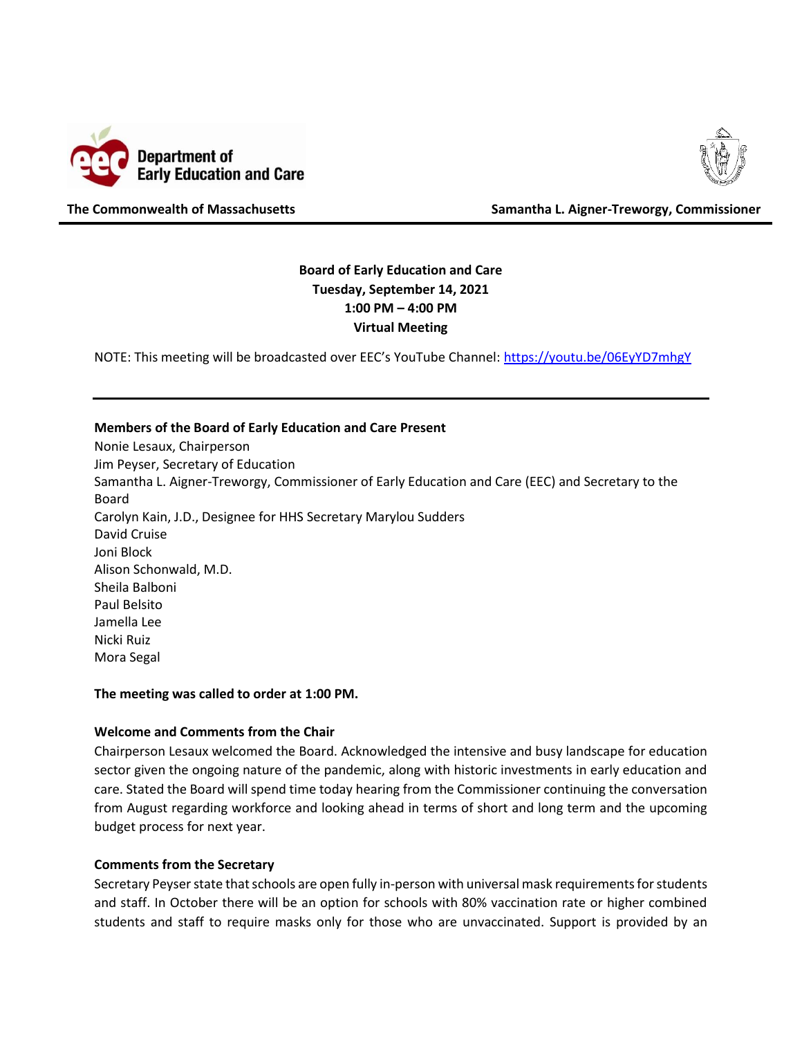Department of Early Education and Care

**The Commonwealth of Massachusetts** **Samantha L. Aigner-Treworgy, Commissioner**

**Board of Early Education and Care**
**Tuesday, September 14, 2021**
**1:00 PM – 4:00 PM**
**Virtual Meeting**

NOTE: This meeting will be broadcasted over EEC's YouTube Channel: https://youtu.be/06EyYD7mhgY

---

**Members of the Board of Early Education and Care Present**

Nonie Lesaux, Chairperson
Jim Peyser, Secretary of Education
Samantha L. Aigner-Treworgy, Commissioner of Early Education and Care (EEC) and Secretary to the Board
Carolyn Kain, J.D., Designee for HHS Secretary Marylou Sudders
David Cruise
Joni Block
Alison Schonwald, M.D.
Sheila Balboni
Paul Belsito
Jamella Lee
Nicki Ruiz
Mora Segal

**The meeting was called to order at 1:00 PM.**

**Welcome and Comments from the Chair**

Chairperson Lesaux welcomed the Board. Acknowledged the intensive and busy landscape for education sector given the ongoing nature of the pandemic, along with historic investments in early education and care. Stated the Board will spend time today hearing from the Commissioner continuing the conversation from August regarding workforce and looking ahead in terms of short and long term and the upcoming budget process for next year.

**Comments from the Secretary**

Secretary Peyser state that schools are open fully in-person with universal mask requirements for students and staff. In October there will be an option for schools with 80% vaccination rate or higher combined students and staff to require masks only for those who are unvaccinated. Support is provided by an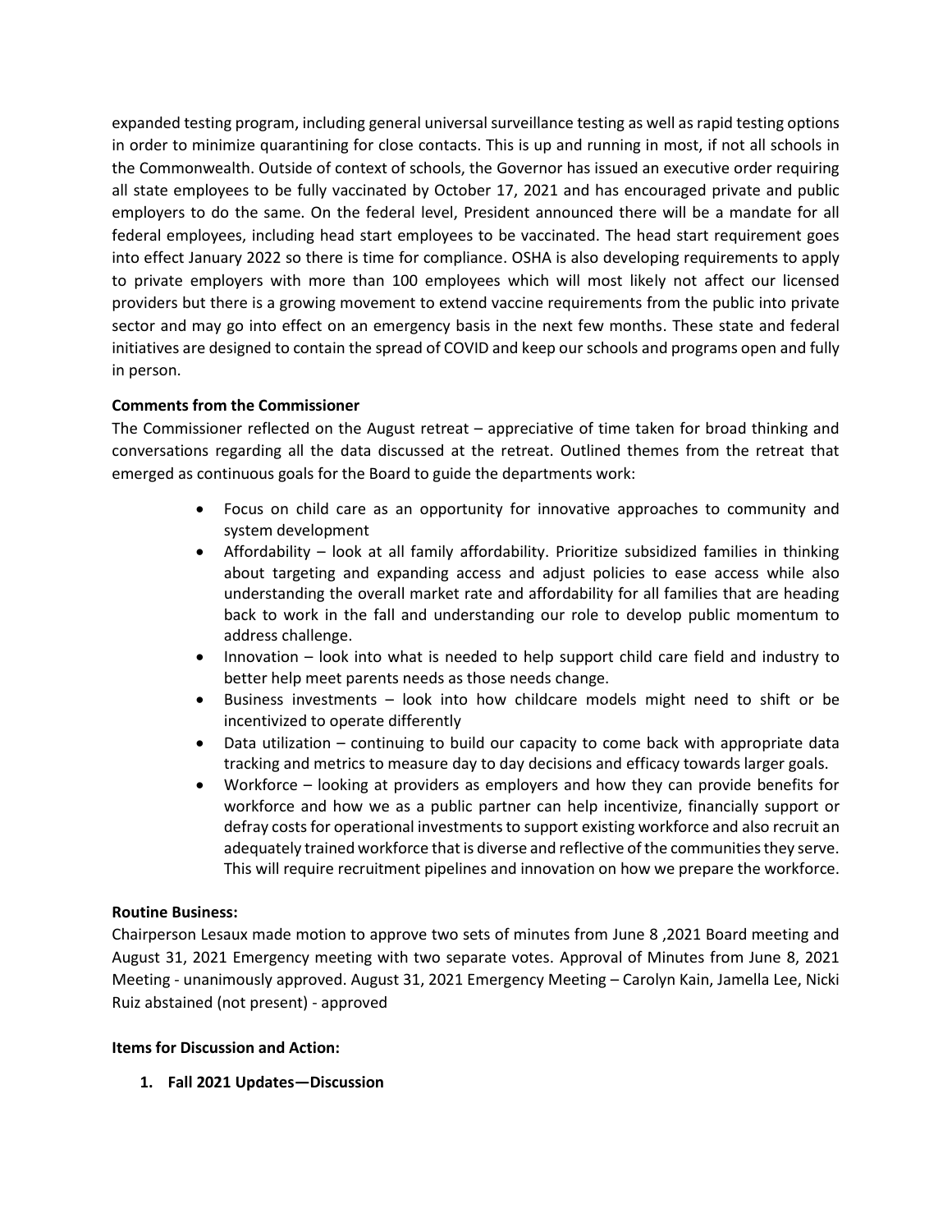expanded testing program, including general universal surveillance testing as well as rapid testing options in order to minimize quarantining for close contacts. This is up and running in most, if not all schools in the Commonwealth. Outside of context of schools, the Governor has issued an executive order requiring all state employees to be fully vaccinated by October 17, 2021 and has encouraged private and public employers to do the same. On the federal level, President announced there will be a mandate for all federal employees, including head start employees to be vaccinated. The head start requirement goes into effect January 2022 so there is time for compliance. OSHA is also developing requirements to apply to private employers with more than 100 employees which will most likely not affect our licensed providers but there is a growing movement to extend vaccine requirements from the public into private sector and may go into effect on an emergency basis in the next few months. These state and federal initiatives are designed to contain the spread of COVID and keep our schools and programs open and fully in person.

**Comments from the Commissioner**

The Commissioner reflected on the August retreat – appreciative of time taken for broad thinking and conversations regarding all the data discussed at the retreat. Outlined themes from the retreat that emerged as continuous goals for the Board to guide the departments work:

- Focus on child care as an opportunity for innovative approaches to community and system development
- Affordability – look at all family affordability. Prioritize subsidized families in thinking about targeting and expanding access and adjust policies to ease access while also understanding the overall market rate and affordability for all families that are heading back to work in the fall and understanding our role to develop public momentum to address challenge.
- Innovation – look into what is needed to help support child care field and industry to better help meet parents needs as those needs change.
- Business investments – look into how childcare models might need to shift or be incentivized to operate differently
- Data utilization – continuing to build our capacity to come back with appropriate data tracking and metrics to measure day to day decisions and efficacy towards larger goals.
- Workforce – looking at providers as employers and how they can provide benefits for workforce and how we as a public partner can help incentivize, financially support or defray costs for operational investments to support existing workforce and also recruit an adequately trained workforce that is diverse and reflective of the communities they serve. This will require recruitment pipelines and innovation on how we prepare the workforce.

**Routine Business:**

Chairperson Lesaux made motion to approve two sets of minutes from June 8 ,2021 Board meeting and August 31, 2021 Emergency meeting with two separate votes. Approval of Minutes from June 8, 2021 Meeting - unanimously approved. August 31, 2021 Emergency Meeting – Carolyn Kain, Jamella Lee, Nicki Ruiz abstained (not present) - approved

**Items for Discussion and Action:**

1. **Fall 2021 Updates—Discussion**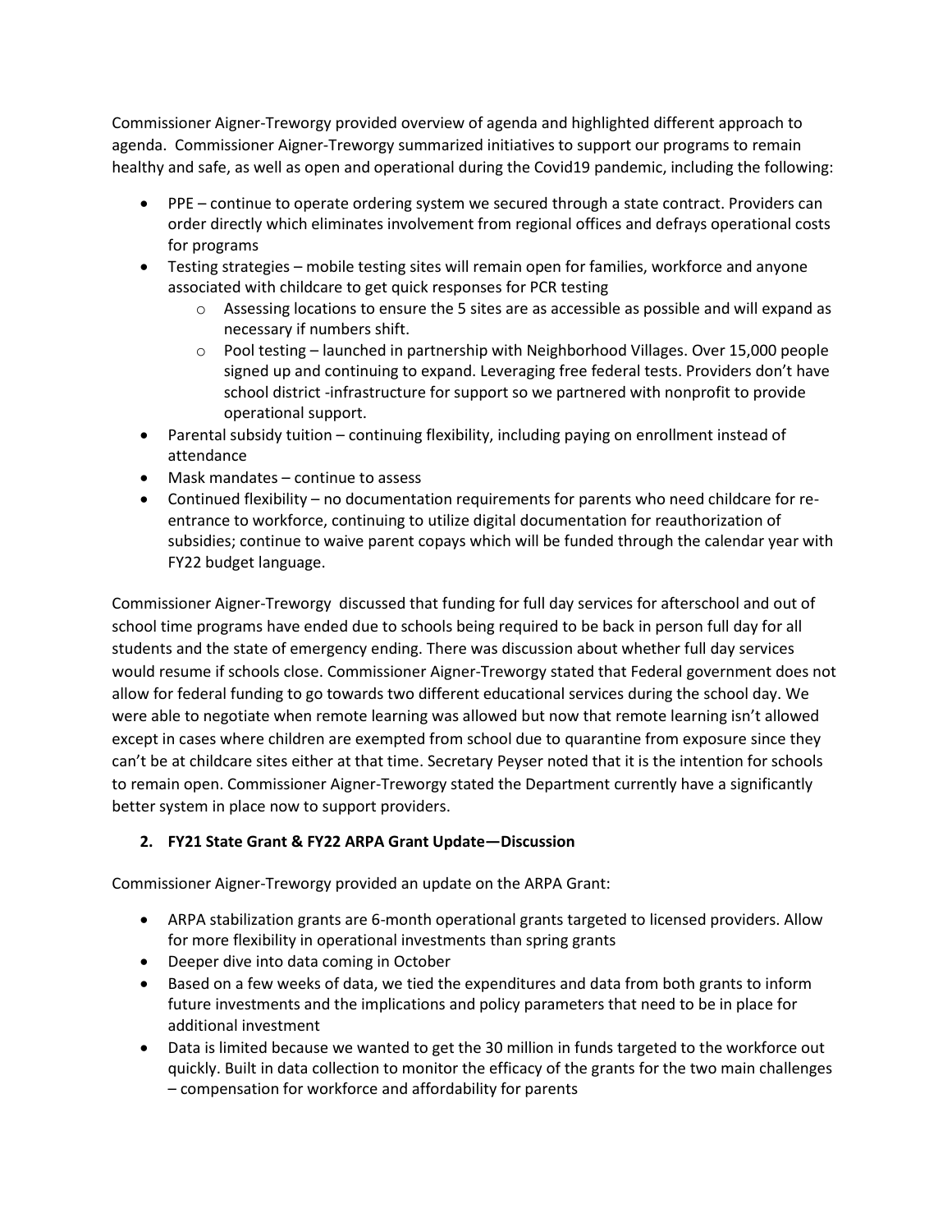Commissioner Aigner-Treworgy provided overview of agenda and highlighted different approach to agenda. Commissioner Aigner-Treworgy summarized initiatives to support our programs to remain healthy and safe, as well as open and operational during the Covid19 pandemic, including the following:

- PPE – continue to operate ordering system we secured through a state contract. Providers can order directly which eliminates involvement from regional offices and defrays operational costs for programs
- Testing strategies – mobile testing sites will remain open for families, workforce and anyone associated with childcare to get quick responses for PCR testing
    - Assessing locations to ensure the 5 sites are as accessible as possible and will expand as necessary if numbers shift.
    - Pool testing – launched in partnership with Neighborhood Villages. Over 15,000 people signed up and continuing to expand. Leveraging free federal tests. Providers don't have school district -infrastructure for support so we partnered with nonprofit to provide operational support.
- Parental subsidy tuition – continuing flexibility, including paying on enrollment instead of attendance
- Mask mandates – continue to assess
- Continued flexibility – no documentation requirements for parents who need childcare for re-entrance to workforce, continuing to utilize digital documentation for reauthorization of subsidies; continue to waive parent copays which will be funded through the calendar year with FY22 budget language.

Commissioner Aigner-Treworgy discussed that funding for full day services for afterschool and out of school time programs have ended due to schools being required to be back in person full day for all students and the state of emergency ending. There was discussion about whether full day services would resume if schools close. Commissioner Aigner-Treworgy stated that Federal government does not allow for federal funding to go towards two different educational services during the school day. We were able to negotiate when remote learning was allowed but now that remote learning isn't allowed except in cases where children are exempted from school due to quarantine from exposure since they can't be at childcare sites either at that time. Secretary Peyser noted that it is the intention for schools to remain open. Commissioner Aigner-Treworgy stated the Department currently have a significantly better system in place now to support providers.

**2. FY21 State Grant & FY22 ARPA Grant Update—Discussion**

Commissioner Aigner-Treworgy provided an update on the ARPA Grant:

- ARPA stabilization grants are 6-month operational grants targeted to licensed providers. Allow for more flexibility in operational investments than spring grants
- Deeper dive into data coming in October
- Based on a few weeks of data, we tied the expenditures and data from both grants to inform future investments and the implications and policy parameters that need to be in place for additional investment
- Data is limited because we wanted to get the 30 million in funds targeted to the workforce out quickly. Built in data collection to monitor the efficacy of the grants for the two main challenges – compensation for workforce and affordability for parents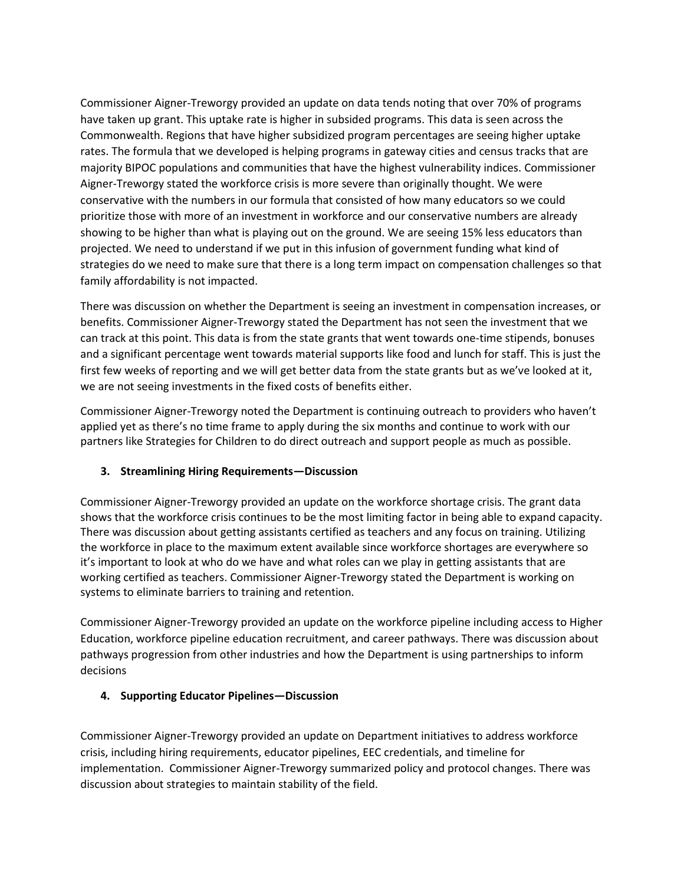Commissioner Aigner-Treworgy provided an update on data tends noting that over 70% of programs have taken up grant. This uptake rate is higher in subsided programs. This data is seen across the Commonwealth. Regions that have higher subsidized program percentages are seeing higher uptake rates. The formula that we developed is helping programs in gateway cities and census tracks that are majority BIPOC populations and communities that have the highest vulnerability indices. Commissioner Aigner-Treworgy stated the workforce crisis is more severe than originally thought. We were conservative with the numbers in our formula that consisted of how many educators so we could prioritize those with more of an investment in workforce and our conservative numbers are already showing to be higher than what is playing out on the ground. We are seeing 15% less educators than projected. We need to understand if we put in this infusion of government funding what kind of strategies do we need to make sure that there is a long term impact on compensation challenges so that family affordability is not impacted.

There was discussion on whether the Department is seeing an investment in compensation increases, or benefits. Commissioner Aigner-Treworgy stated the Department has not seen the investment that we can track at this point. This data is from the state grants that went towards one-time stipends, bonuses and a significant percentage went towards material supports like food and lunch for staff. This is just the first few weeks of reporting and we will get better data from the state grants but as we've looked at it, we are not seeing investments in the fixed costs of benefits either.

Commissioner Aigner-Treworgy noted the Department is continuing outreach to providers who haven't applied yet as there's no time frame to apply during the six months and continue to work with our partners like Strategies for Children to do direct outreach and support people as much as possible.

**3. Streamlining Hiring Requirements—Discussion**

Commissioner Aigner-Treworgy provided an update on the workforce shortage crisis. The grant data shows that the workforce crisis continues to be the most limiting factor in being able to expand capacity. There was discussion about getting assistants certified as teachers and any focus on training. Utilizing the workforce in place to the maximum extent available since workforce shortages are everywhere so it's important to look at who do we have and what roles can we play in getting assistants that are working certified as teachers. Commissioner Aigner-Treworgy stated the Department is working on systems to eliminate barriers to training and retention.

Commissioner Aigner-Treworgy provided an update on the workforce pipeline including access to Higher Education, workforce pipeline education recruitment, and career pathways. There was discussion about pathways progression from other industries and how the Department is using partnerships to inform decisions

**4. Supporting Educator Pipelines—Discussion**

Commissioner Aigner-Treworgy provided an update on Department initiatives to address workforce crisis, including hiring requirements, educator pipelines, EEC credentials, and timeline for implementation. Commissioner Aigner-Treworgy summarized policy and protocol changes. There was discussion about strategies to maintain stability of the field.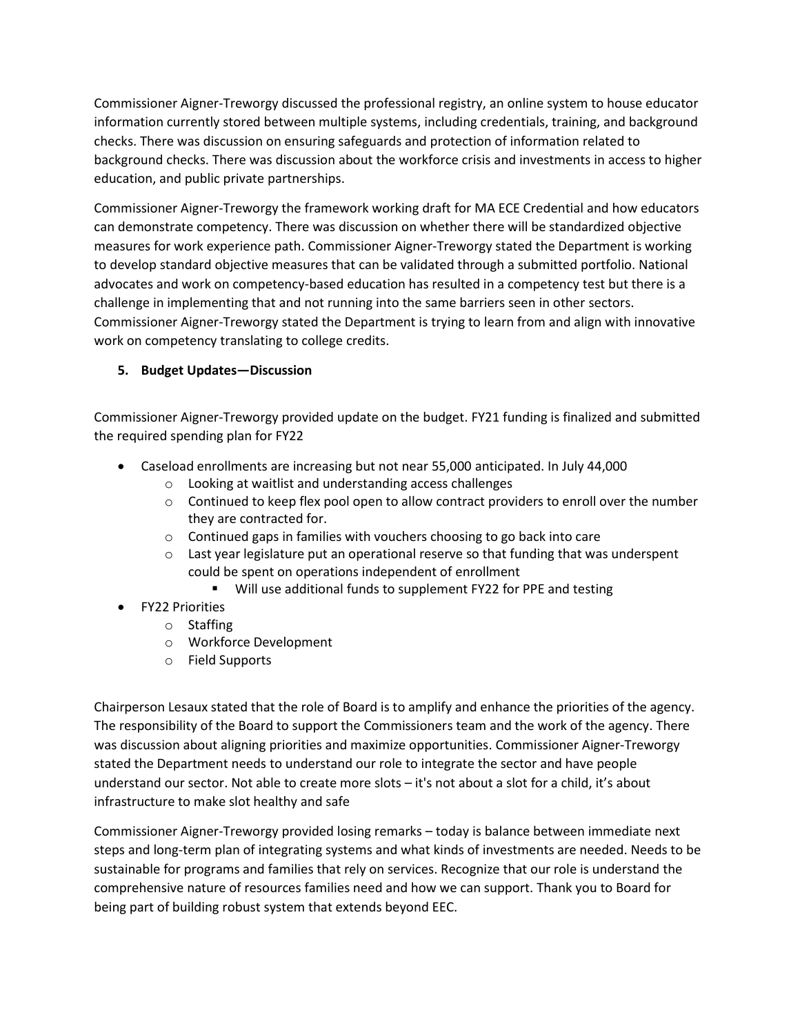Commissioner Aigner-Treworgy discussed the professional registry, an online system to house educator information currently stored between multiple systems, including credentials, training, and background checks. There was discussion on ensuring safeguards and protection of information related to background checks. There was discussion about the workforce crisis and investments in access to higher education, and public private partnerships.

Commissioner Aigner-Treworgy the framework working draft for MA ECE Credential and how educators can demonstrate competency. There was discussion on whether there will be standardized objective measures for work experience path. Commissioner Aigner-Treworgy stated the Department is working to develop standard objective measures that can be validated through a submitted portfolio. National advocates and work on competency-based education has resulted in a competency test but there is a challenge in implementing that and not running into the same barriers seen in other sectors. Commissioner Aigner-Treworgy stated the Department is trying to learn from and align with innovative work on competency translating to college credits.

**5. Budget Updates—Discussion**

Commissioner Aigner-Treworgy provided update on the budget. FY21 funding is finalized and submitted the required spending plan for FY22

- Caseload enrollments are increasing but not near 55,000 anticipated. In July 44,000
  - Looking at waitlist and understanding access challenges
  - Continued to keep flex pool open to allow contract providers to enroll over the number they are contracted for.
  - Continued gaps in families with vouchers choosing to go back into care
  - Last year legislature put an operational reserve so that funding that was underspent could be spent on operations independent of enrollment
    - Will use additional funds to supplement FY22 for PPE and testing
- FY22 Priorities
  - Staffing
  - Workforce Development
  - Field Supports

Chairperson Lesaux stated that the role of Board is to amplify and enhance the priorities of the agency. The responsibility of the Board to support the Commissioners team and the work of the agency. There was discussion about aligning priorities and maximize opportunities. Commissioner Aigner-Treworgy stated the Department needs to understand our role to integrate the sector and have people understand our sector. Not able to create more slots – it's not about a slot for a child, it's about infrastructure to make slot healthy and safe

Commissioner Aigner-Treworgy provided losing remarks – today is balance between immediate next steps and long-term plan of integrating systems and what kinds of investments are needed. Needs to be sustainable for programs and families that rely on services. Recognize that our role is understand the comprehensive nature of resources families need and how we can support. Thank you to Board for being part of building robust system that extends beyond EEC.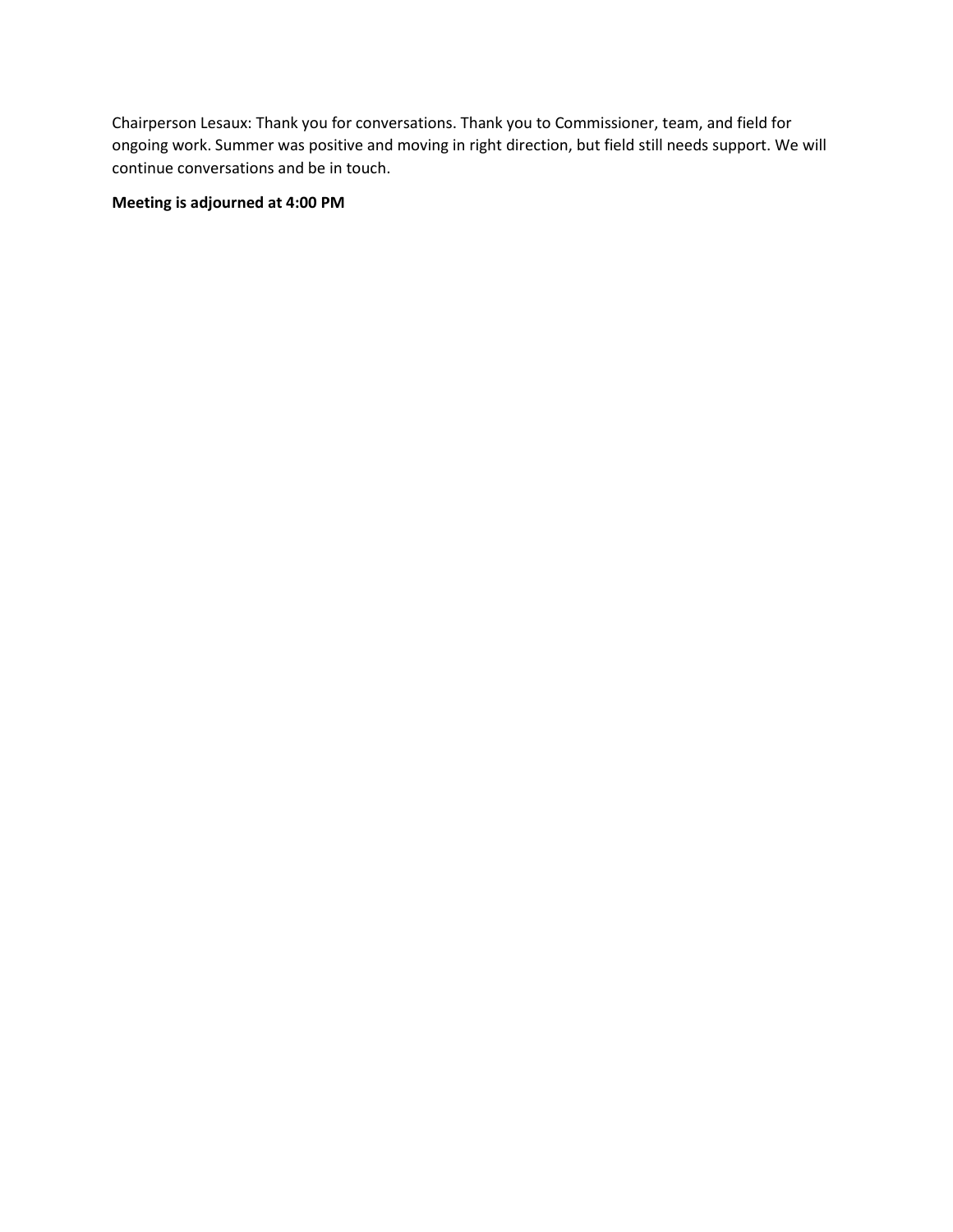Chairperson Lesaux: Thank you for conversations. Thank you to Commissioner, team, and field for ongoing work. Summer was positive and moving in right direction, but field still needs support. We will continue conversations and be in touch.

**Meeting is adjourned at 4:00 PM**